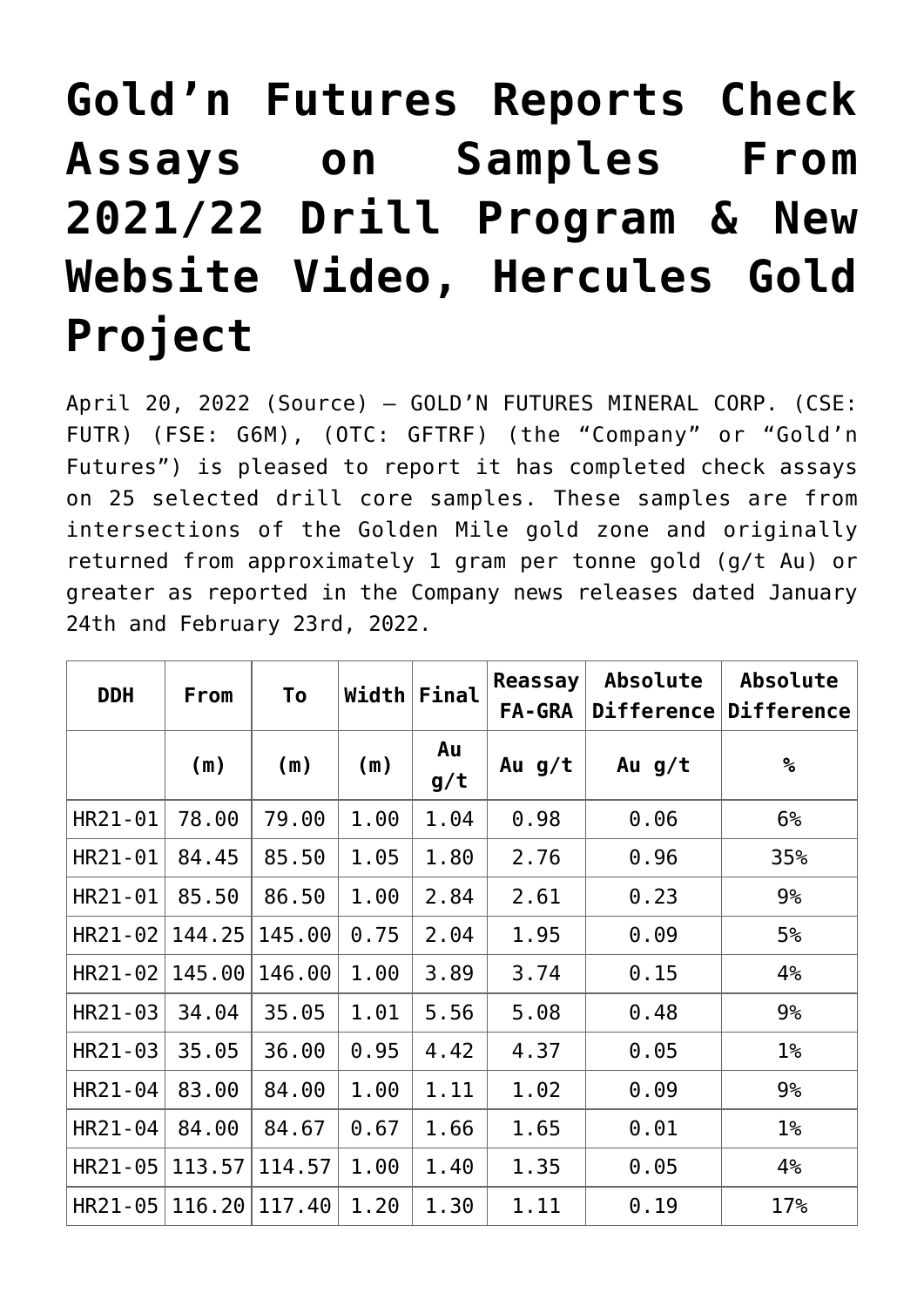# Gold'n Futures Reports Check Assays on Samples From 2021/22 Drill Program & New Website Video, Hercules Gold Project

April 20, 2022 (Source) — GOLD'N FUTURES MINERAL CORP. (CSE: FUTR) (FSE: G6M), (OTC: GFTRF) (the "Company" or "Gold'n Futures") is pleased to report it has completed check assays on 25 selected drill core samples. These samples are from intersections of the Golden Mile gold zone and originally returned from approximately 1 gram per tonne gold (g/t Au) or greater as reported in the Company news releases dated January 24th and February 23rd, 2022.

| DDH | From | To | Width | Final | Reassay FA-GRA | Absolute Difference | Absolute Difference |
|---|---|---|---|---|---|---|---|
| | (m) | (m) | (m) | Au g/t | Au g/t | Au g/t | % |
| HR21-01 | 78.00 | 79.00 | 1.00 | 1.04 | 0.98 | 0.06 | 6% |
| HR21-01 | 84.45 | 85.50 | 1.05 | 1.80 | 2.76 | 0.96 | 35% |
| HR21-01 | 85.50 | 86.50 | 1.00 | 2.84 | 2.61 | 0.23 | 9% |
| HR21-02 | 144.25 | 145.00 | 0.75 | 2.04 | 1.95 | 0.09 | 5% |
| HR21-02 | 145.00 | 146.00 | 1.00 | 3.89 | 3.74 | 0.15 | 4% |
| HR21-03 | 34.04 | 35.05 | 1.01 | 5.56 | 5.08 | 0.48 | 9% |
| HR21-03 | 35.05 | 36.00 | 0.95 | 4.42 | 4.37 | 0.05 | 1% |
| HR21-04 | 83.00 | 84.00 | 1.00 | 1.11 | 1.02 | 0.09 | 9% |
| HR21-04 | 84.00 | 84.67 | 0.67 | 1.66 | 1.65 | 0.01 | 1% |
| HR21-05 | 113.57 | 114.57 | 1.00 | 1.40 | 1.35 | 0.05 | 4% |
| HR21-05 | 116.20 | 117.40 | 1.20 | 1.30 | 1.11 | 0.19 | 17% |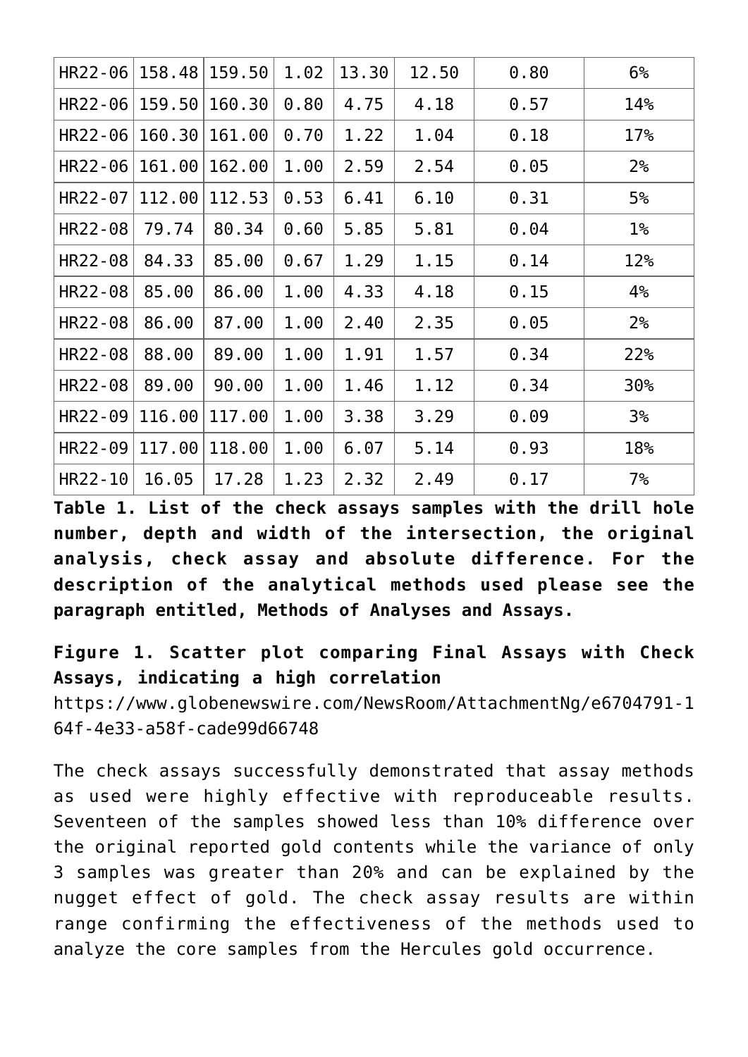| | | | | | | | |
|---|---|---|---|---|---|---|---|
| HR22-06 | 158.48 | 159.50 | 1.02 | 13.30 | 12.50 | 0.80 | 6% |
| HR22-06 | 159.50 | 160.30 | 0.80 | 4.75 | 4.18 | 0.57 | 14% |
| HR22-06 | 160.30 | 161.00 | 0.70 | 1.22 | 1.04 | 0.18 | 17% |
| HR22-06 | 161.00 | 162.00 | 1.00 | 2.59 | 2.54 | 0.05 | 2% |
| HR22-07 | 112.00 | 112.53 | 0.53 | 6.41 | 6.10 | 0.31 | 5% |
| HR22-08 | 79.74 | 80.34 | 0.60 | 5.85 | 5.81 | 0.04 | 1% |
| HR22-08 | 84.33 | 85.00 | 0.67 | 1.29 | 1.15 | 0.14 | 12% |
| HR22-08 | 85.00 | 86.00 | 1.00 | 4.33 | 4.18 | 0.15 | 4% |
| HR22-08 | 86.00 | 87.00 | 1.00 | 2.40 | 2.35 | 0.05 | 2% |
| HR22-08 | 88.00 | 89.00 | 1.00 | 1.91 | 1.57 | 0.34 | 22% |
| HR22-08 | 89.00 | 90.00 | 1.00 | 1.46 | 1.12 | 0.34 | 30% |
| HR22-09 | 116.00 | 117.00 | 1.00 | 3.38 | 3.29 | 0.09 | 3% |
| HR22-09 | 117.00 | 118.00 | 1.00 | 6.07 | 5.14 | 0.93 | 18% |
| HR22-10 | 16.05 | 17.28 | 1.23 | 2.32 | 2.49 | 0.17 | 7% |

**Table 1. List of the check assays samples with the drill hole number, depth and width of the intersection, the original analysis, check assay and absolute difference. For the description of the analytical methods used please see the paragraph entitled, Methods of Analyses and Assays.**

**Figure 1. Scatter plot comparing Final Assays with Check Assays, indicating a high correlation**
https://www.globenewswire.com/NewsRoom/AttachmentNg/e6704791-164f-4e33-a58f-cade99d66748

The check assays successfully demonstrated that assay methods as used were highly effective with reproduceable results. Seventeen of the samples showed less than 10% difference over the original reported gold contents while the variance of only 3 samples was greater than 20% and can be explained by the nugget effect of gold. The check assay results are within range confirming the effectiveness of the methods used to analyze the core samples from the Hercules gold occurrence.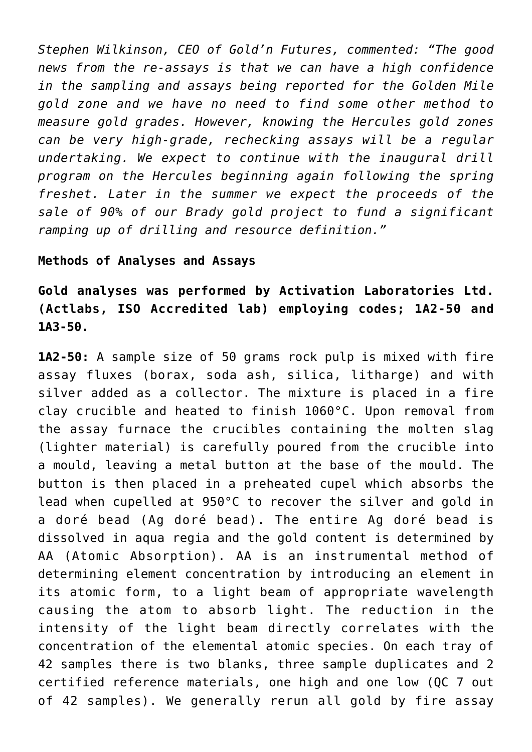*Stephen Wilkinson, CEO of Gold'n Futures, commented: "The good news from the re-assays is that we can have a high confidence in the sampling and assays being reported for the Golden Mile gold zone and we have no need to find some other method to measure gold grades. However, knowing the Hercules gold zones can be very high-grade, rechecking assays will be a regular undertaking. We expect to continue with the inaugural drill program on the Hercules beginning again following the spring freshet. Later in the summer we expect the proceeds of the sale of 90% of our Brady gold project to fund a significant ramping up of drilling and resource definition."*

**Methods of Analyses and Assays**

**Gold analyses was performed by Activation Laboratories Ltd. (Actlabs, ISO Accredited lab) employing codes; 1A2-50 and 1A3-50.**

**1A2-50:** A sample size of 50 grams rock pulp is mixed with fire assay fluxes (borax, soda ash, silica, litharge) and with silver added as a collector. The mixture is placed in a fire clay crucible and heated to finish 1060°C. Upon removal from the assay furnace the crucibles containing the molten slag (lighter material) is carefully poured from the crucible into a mould, leaving a metal button at the base of the mould. The button is then placed in a preheated cupel which absorbs the lead when cupelled at 950°C to recover the silver and gold in a doré bead (Ag doré bead). The entire Ag doré bead is dissolved in aqua regia and the gold content is determined by AA (Atomic Absorption). AA is an instrumental method of determining element concentration by introducing an element in its atomic form, to a light beam of appropriate wavelength causing the atom to absorb light. The reduction in the intensity of the light beam directly correlates with the concentration of the elemental atomic species. On each tray of 42 samples there is two blanks, three sample duplicates and 2 certified reference materials, one high and one low (QC 7 out of 42 samples). We generally rerun all gold by fire assay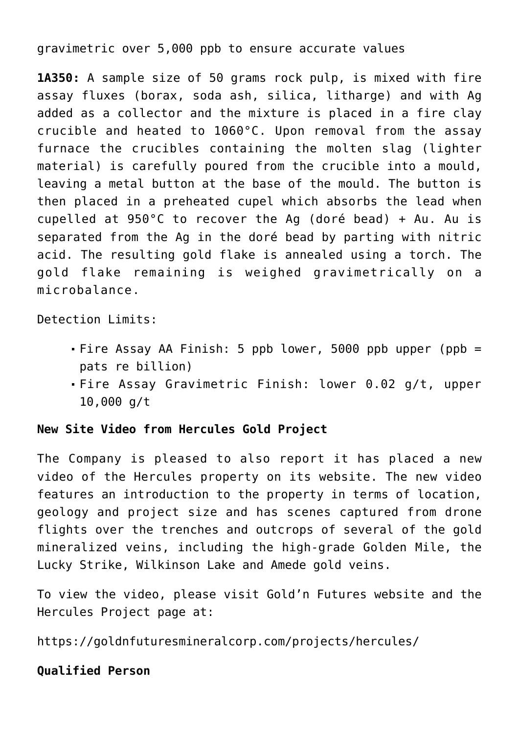gravimetric over 5,000 ppb to ensure accurate values

**1A350:** A sample size of 50 grams rock pulp, is mixed with fire assay fluxes (borax, soda ash, silica, litharge) and with Ag added as a collector and the mixture is placed in a fire clay crucible and heated to 1060°C. Upon removal from the assay furnace the crucibles containing the molten slag (lighter material) is carefully poured from the crucible into a mould, leaving a metal button at the base of the mould. The button is then placed in a preheated cupel which absorbs the lead when cupelled at 950°C to recover the Ag (doré bead) + Au. Au is separated from the Ag in the doré bead by parting with nitric acid. The resulting gold flake is annealed using a torch. The gold flake remaining is weighed gravimetrically on a microbalance.

Detection Limits:

- Fire Assay AA Finish: 5 ppb lower, 5000 ppb upper (ppb = pats re billion)
- Fire Assay Gravimetric Finish: lower 0.02 g/t, upper 10,000 g/t

**New Site Video from Hercules Gold Project**

The Company is pleased to also report it has placed a new video of the Hercules property on its website. The new video features an introduction to the property in terms of location, geology and project size and has scenes captured from drone flights over the trenches and outcrops of several of the gold mineralized veins, including the high-grade Golden Mile, the Lucky Strike, Wilkinson Lake and Amede gold veins.

To view the video, please visit Gold'n Futures website and the Hercules Project page at:

https://goldnfuturesmineralcorp.com/projects/hercules/

**Qualified Person**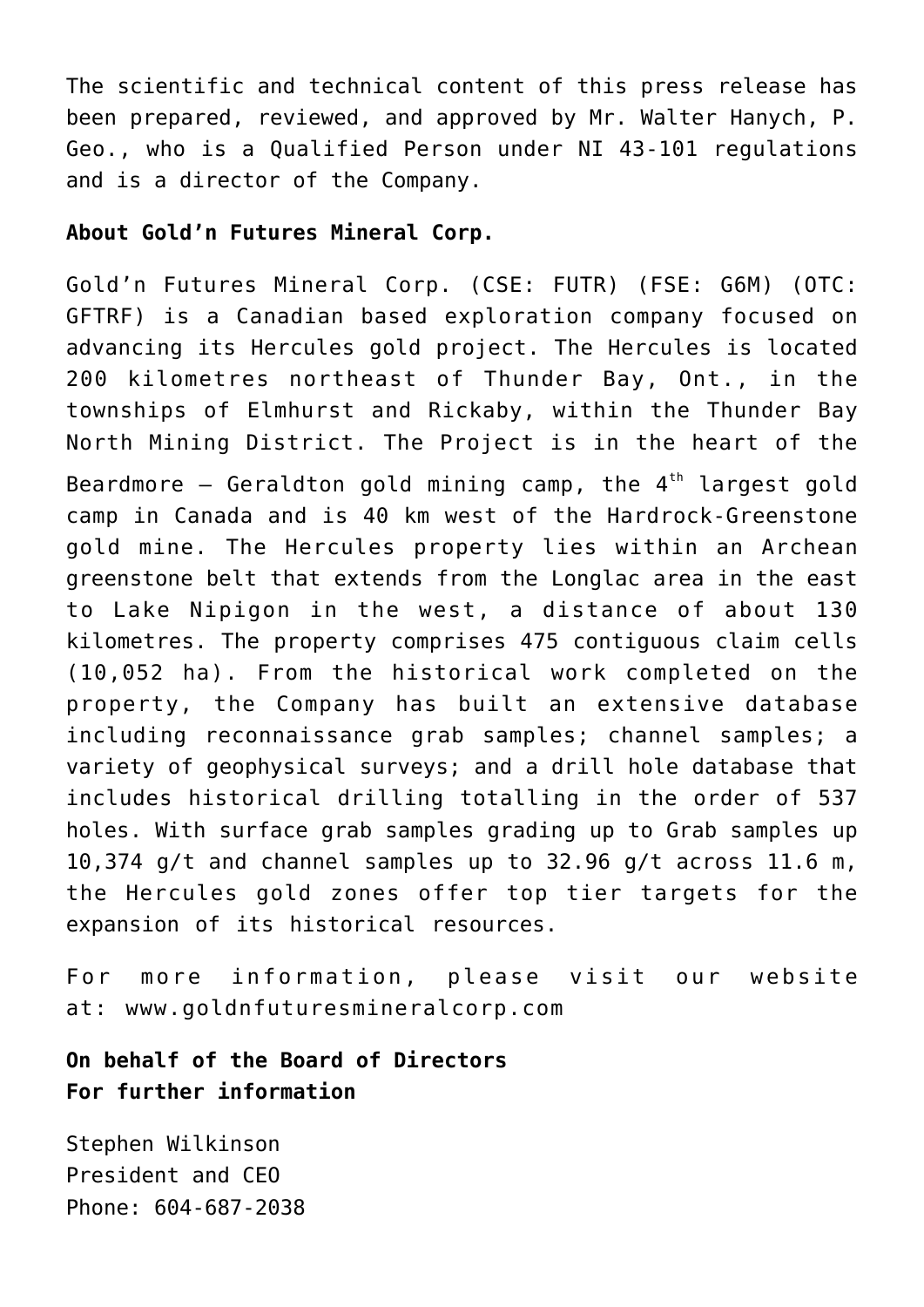The scientific and technical content of this press release has been prepared, reviewed, and approved by Mr. Walter Hanych, P. Geo., who is a Qualified Person under NI 43-101 regulations and is a director of the Company.

**About Gold'n Futures Mineral Corp.**

Gold'n Futures Mineral Corp. (CSE: FUTR) (FSE: G6M) (OTC: GFTRF) is a Canadian based exploration company focused on advancing its Hercules gold project. The Hercules is located 200 kilometres northeast of Thunder Bay, Ont., in the townships of Elmhurst and Rickaby, within the Thunder Bay North Mining District. The Project is in the heart of the Beardmore – Geraldton gold mining camp, the 4th largest gold camp in Canada and is 40 km west of the Hardrock-Greenstone gold mine. The Hercules property lies within an Archean greenstone belt that extends from the Longlac area in the east to Lake Nipigon in the west, a distance of about 130 kilometres. The property comprises 475 contiguous claim cells (10,052 ha). From the historical work completed on the property, the Company has built an extensive database including reconnaissance grab samples; channel samples; a variety of geophysical surveys; and a drill hole database that includes historical drilling totalling in the order of 537 holes. With surface grab samples grading up to Grab samples up 10,374 g/t and channel samples up to 32.96 g/t across 11.6 m, the Hercules gold zones offer top tier targets for the expansion of its historical resources.

For more information, please visit our website at: www.goldnfuturesmineralcorp.com

**On behalf of the Board of Directors**
**For further information**

Stephen Wilkinson
President and CEO
Phone: 604-687-2038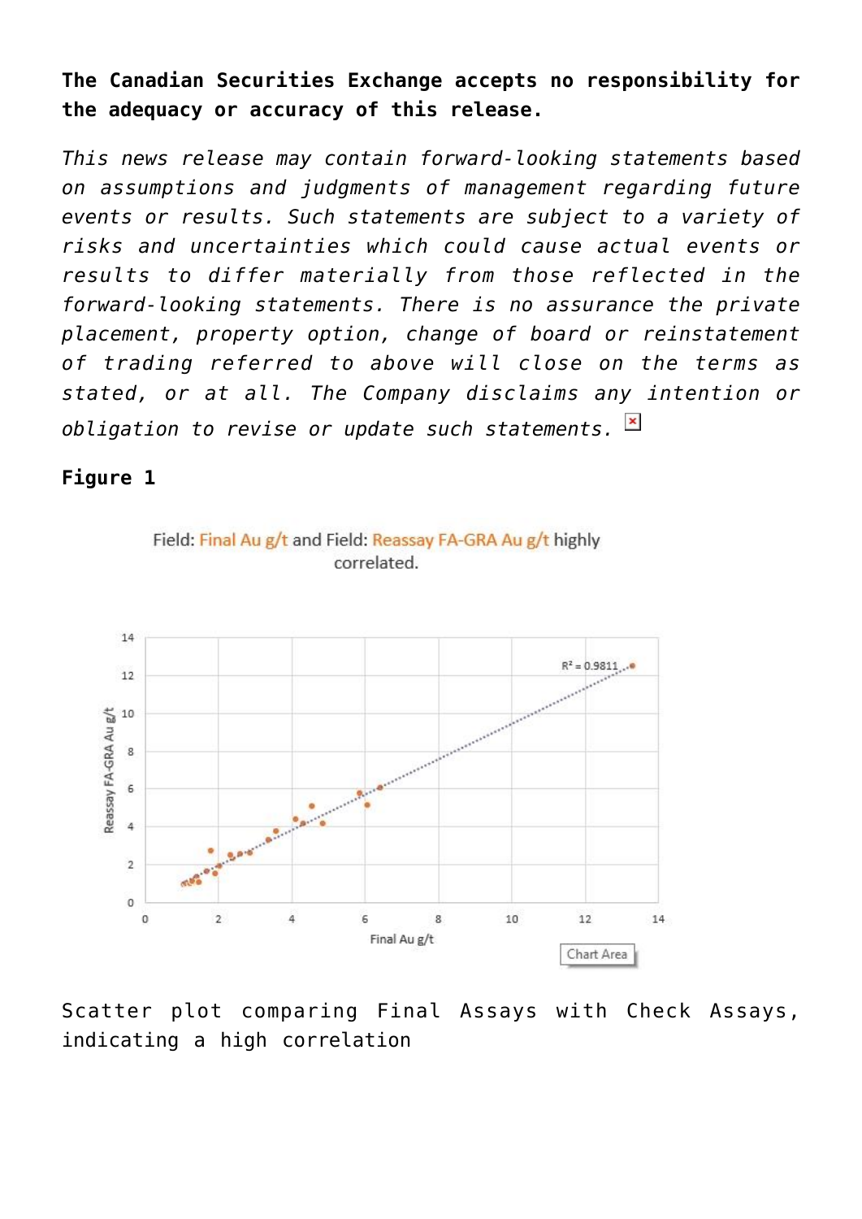**The Canadian Securities Exchange accepts no responsibility for the adequacy or accuracy of this release.**

*This news release may contain forward-looking statements based on assumptions and judgments of management regarding future events or results. Such statements are subject to a variety of risks and uncertainties which could cause actual events or results to differ materially from those reflected in the forward-looking statements. There is no assurance the private placement, property option, change of board or reinstatement of trading referred to above will close on the terms as stated, or at all. The Company disclaims any intention or obligation to revise or update such statements.*

**Figure 1**

Field: Final Au g/t and Field: Reassay FA-GRA Au g/t highly correlated.

$R^2 = 0.9811$

Reassay FA-GRA Au g/t

0 2 4 6 8 10 12 14

Final Au g/t

0 2 4 6 8 10 12 14

Chart Area

Scatter plot comparing Final Assays with Check Assays, indicating a high correlation